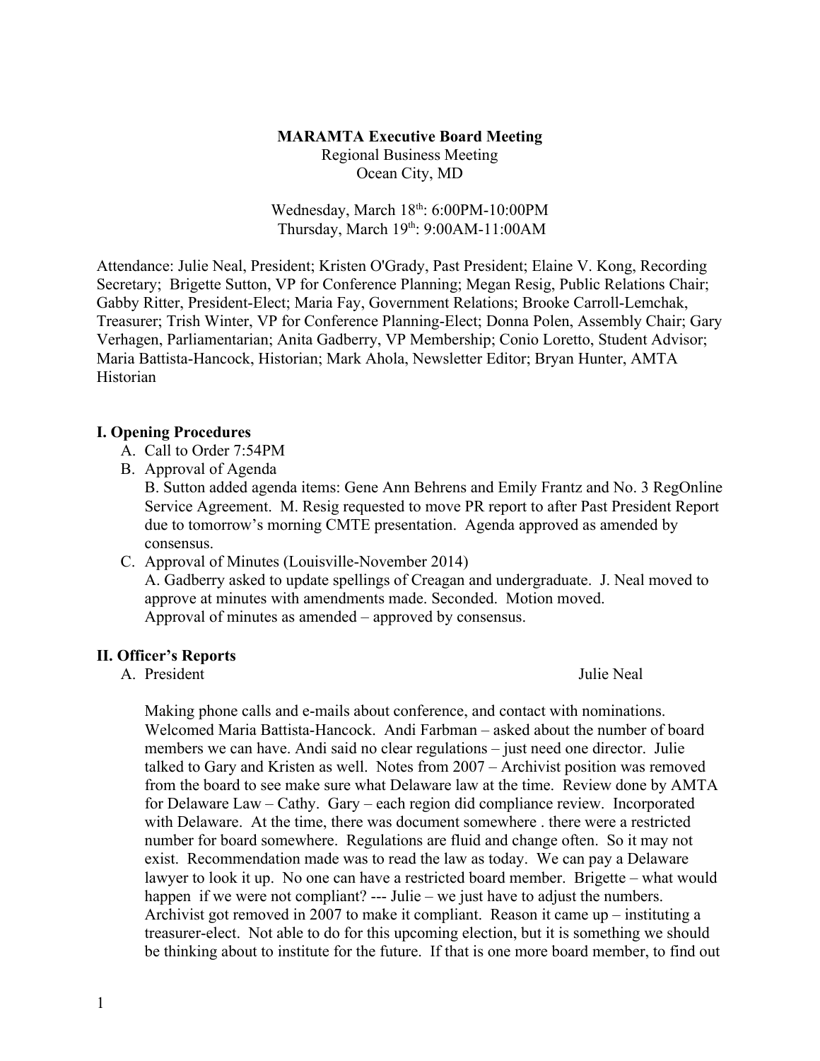**MARAMTA Executive Board Meeting**

Regional Business Meeting

Ocean City, MD

Wednesday, March 18th: 6:00PM-10:00PM

Thursday, March 19th: 9:00AM-11:00AM

Attendance: Julie Neal, President; Kristen O'Grady, Past President; Elaine V. Kong, Recording Secretary; Brigette Sutton, VP for Conference Planning; Megan Resig, Public Relations Chair; Gabby Ritter, President-Elect; Maria Fay, Government Relations; Brooke Carroll-Lemchak, Treasurer; Trish Winter, VP for Conference Planning-Elect; Donna Polen, Assembly Chair; Gary Verhagen, Parliamentarian; Anita Gadberry, VP Membership; Conio Loretto, Student Advisor; Maria Battista-Hancock, Historian; Mark Ahola, Newsletter Editor; Bryan Hunter, AMTA Historian

## I. Opening Procedures

A. Call to Order 7:54PM

B. Approval of Agenda

B. Sutton added agenda items: Gene Ann Behrens and Emily Frantz and No. 3 RegOnline Service Agreement. M. Resig requested to move PR report to after Past President Report due to tomorrow's morning CMTE presentation. Agenda approved as amended by consensus.

C. Approval of Minutes (Louisville-November 2014)

A. Gadberry asked to update spellings of Creagan and undergraduate. J. Neal moved to approve at minutes with amendments made. Seconded. Motion moved.
Approval of minutes as amended – approved by consensus.

## II. Officer's Reports

A. President — Julie Neal

Making phone calls and e-mails about conference, and contact with nominations. Welcomed Maria Battista-Hancock. Andi Farbman – asked about the number of board members we can have. Andi said no clear regulations – just need one director. Julie talked to Gary and Kristen as well. Notes from 2007 – Archivist position was removed from the board to see make sure what Delaware law at the time. Review done by AMTA for Delaware Law – Cathy. Gary – each region did compliance review. Incorporated with Delaware. At the time, there was document somewhere . there were a restricted number for board somewhere. Regulations are fluid and change often. So it may not exist. Recommendation made was to read the law as today. We can pay a Delaware lawyer to look it up. No one can have a restricted board member. Brigette – what would happen if we were not compliant? --- Julie – we just have to adjust the numbers. Archivist got removed in 2007 to make it compliant. Reason it came up – instituting a treasurer-elect. Not able to do for this upcoming election, but it is something we should be thinking about to institute for the future. If that is one more board member, to find out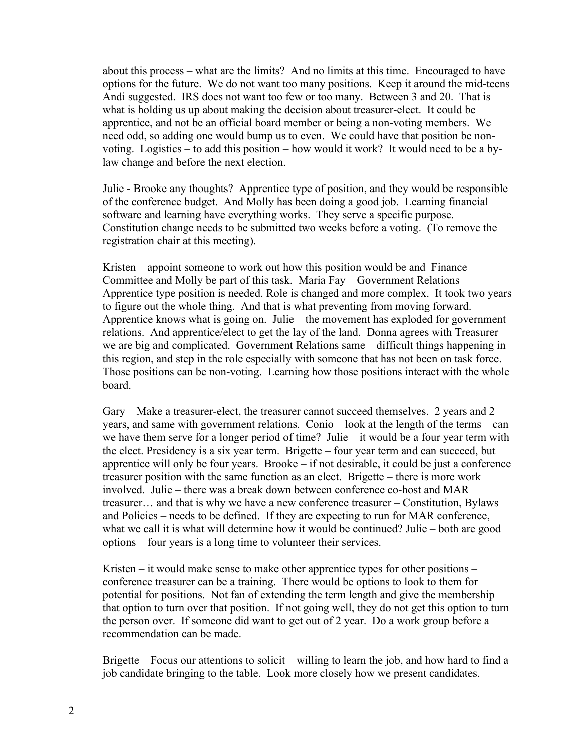about this process – what are the limits? And no limits at this time. Encouraged to have options for the future. We do not want too many positions. Keep it around the mid-teens Andi suggested. IRS does not want too few or too many. Between 3 and 20. That is what is holding us up about making the decision about treasurer-elect. It could be apprentice, and not be an official board member or being a non-voting members. We need odd, so adding one would bump us to even. We could have that position be non-voting. Logistics – to add this position – how would it work? It would need to be a by-law change and before the next election.

Julie - Brooke any thoughts? Apprentice type of position, and they would be responsible of the conference budget. And Molly has been doing a good job. Learning financial software and learning have everything works. They serve a specific purpose. Constitution change needs to be submitted two weeks before a voting. (To remove the registration chair at this meeting).

Kristen – appoint someone to work out how this position would be and Finance Committee and Molly be part of this task. Maria Fay – Government Relations – Apprentice type position is needed. Role is changed and more complex. It took two years to figure out the whole thing. And that is what preventing from moving forward. Apprentice knows what is going on. Julie – the movement has exploded for government relations. And apprentice/elect to get the lay of the land. Donna agrees with Treasurer – we are big and complicated. Government Relations same – difficult things happening in this region, and step in the role especially with someone that has not been on task force. Those positions can be non-voting. Learning how those positions interact with the whole board.

Gary – Make a treasurer-elect, the treasurer cannot succeed themselves. 2 years and 2 years, and same with government relations. Conio – look at the length of the terms – can we have them serve for a longer period of time? Julie – it would be a four year term with the elect. Presidency is a six year term. Brigette – four year term and can succeed, but apprentice will only be four years. Brooke – if not desirable, it could be just a conference treasurer position with the same function as an elect. Brigette – there is more work involved. Julie – there was a break down between conference co-host and MAR treasurer… and that is why we have a new conference treasurer – Constitution, Bylaws and Policies – needs to be defined. If they are expecting to run for MAR conference, what we call it is what will determine how it would be continued? Julie – both are good options – four years is a long time to volunteer their services.

Kristen – it would make sense to make other apprentice types for other positions – conference treasurer can be a training. There would be options to look to them for potential for positions. Not fan of extending the term length and give the membership that option to turn over that position. If not going well, they do not get this option to turn the person over. If someone did want to get out of 2 year. Do a work group before a recommendation can be made.

Brigette – Focus our attentions to solicit – willing to learn the job, and how hard to find a job candidate bringing to the table. Look more closely how we present candidates.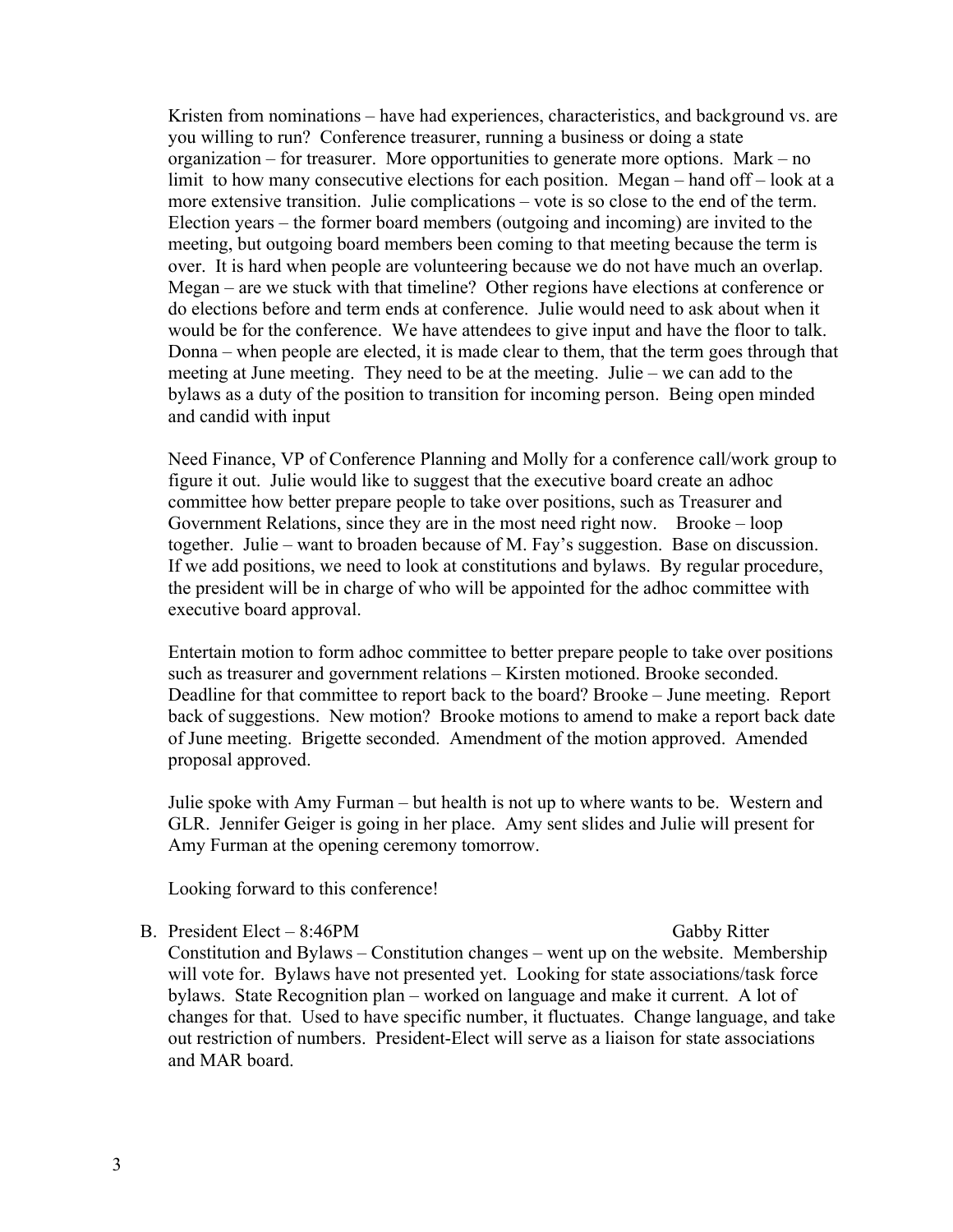Kristen from nominations – have had experiences, characteristics, and background vs. are you willing to run? Conference treasurer, running a business or doing a state organization – for treasurer. More opportunities to generate more options. Mark – no limit to how many consecutive elections for each position. Megan – hand off – look at a more extensive transition. Julie complications – vote is so close to the end of the term. Election years – the former board members (outgoing and incoming) are invited to the meeting, but outgoing board members been coming to that meeting because the term is over. It is hard when people are volunteering because we do not have much an overlap. Megan – are we stuck with that timeline? Other regions have elections at conference or do elections before and term ends at conference. Julie would need to ask about when it would be for the conference. We have attendees to give input and have the floor to talk. Donna – when people are elected, it is made clear to them, that the term goes through that meeting at June meeting. They need to be at the meeting. Julie – we can add to the bylaws as a duty of the position to transition for incoming person. Being open minded and candid with input

Need Finance, VP of Conference Planning and Molly for a conference call/work group to figure it out. Julie would like to suggest that the executive board create an adhoc committee how better prepare people to take over positions, such as Treasurer and Government Relations, since they are in the most need right now. Brooke – loop together. Julie – want to broaden because of M. Fay's suggestion. Base on discussion. If we add positions, we need to look at constitutions and bylaws. By regular procedure, the president will be in charge of who will be appointed for the adhoc committee with executive board approval.

Entertain motion to form adhoc committee to better prepare people to take over positions such as treasurer and government relations – Kirsten motioned. Brooke seconded. Deadline for that committee to report back to the board? Brooke – June meeting. Report back of suggestions. New motion? Brooke motions to amend to make a report back date of June meeting. Brigette seconded. Amendment of the motion approved. Amended proposal approved.

Julie spoke with Amy Furman – but health is not up to where wants to be. Western and GLR. Jennifer Geiger is going in her place. Amy sent slides and Julie will present for Amy Furman at the opening ceremony tomorrow.

Looking forward to this conference!

B. President Elect – 8:46PM Gabby Ritter

Constitution and Bylaws – Constitution changes – went up on the website. Membership will vote for. Bylaws have not presented yet. Looking for state associations/task force bylaws. State Recognition plan – worked on language and make it current. A lot of changes for that. Used to have specific number, it fluctuates. Change language, and take out restriction of numbers. President-Elect will serve as a liaison for state associations and MAR board.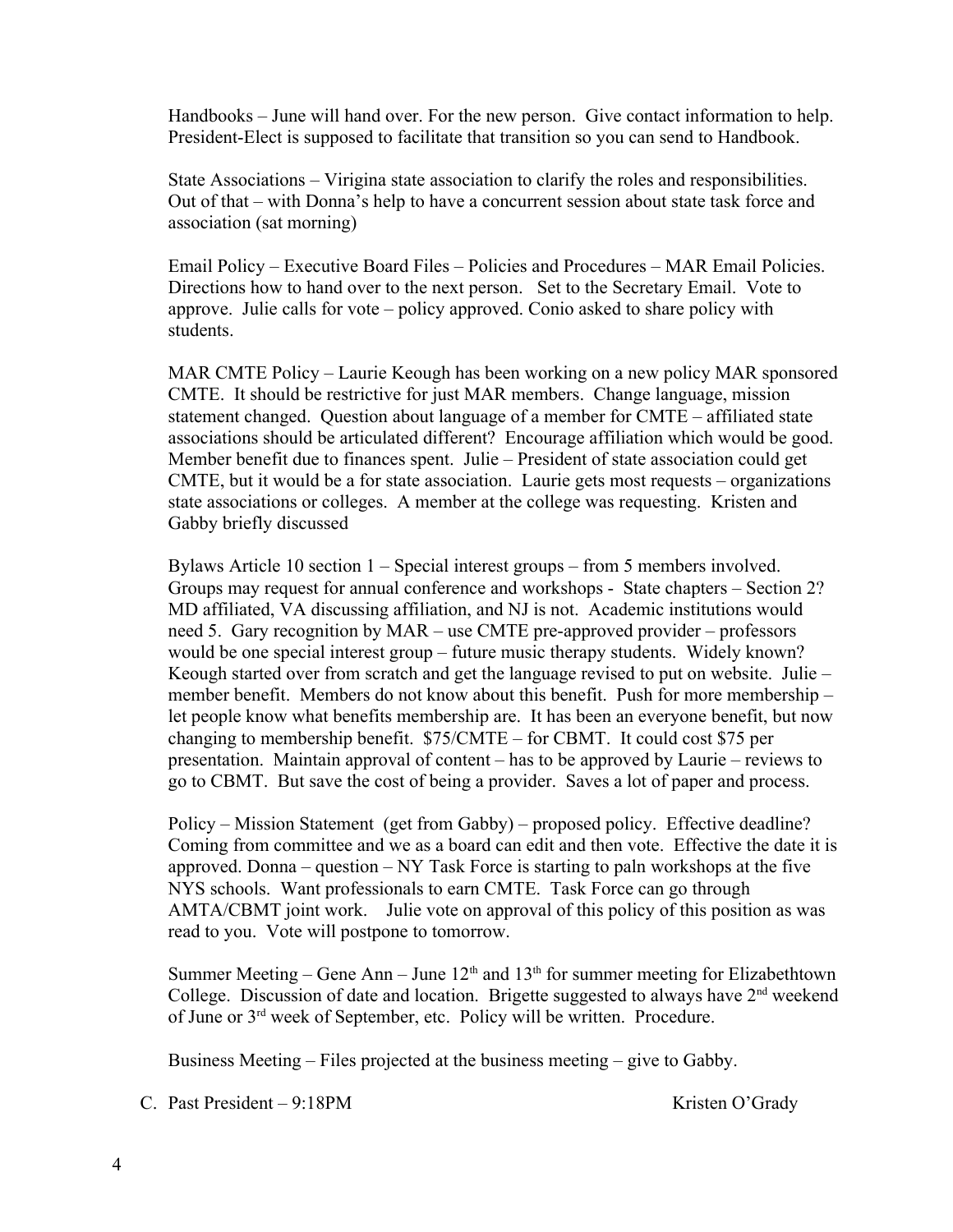Handbooks – June will hand over. For the new person. Give contact information to help. President-Elect is supposed to facilitate that transition so you can send to Handbook.

State Associations – Virigina state association to clarify the roles and responsibilities. Out of that – with Donna's help to have a concurrent session about state task force and association (sat morning)

Email Policy – Executive Board Files – Policies and Procedures – MAR Email Policies. Directions how to hand over to the next person. Set to the Secretary Email. Vote to approve. Julie calls for vote – policy approved. Conio asked to share policy with students.

MAR CMTE Policy – Laurie Keough has been working on a new policy MAR sponsored CMTE. It should be restrictive for just MAR members. Change language, mission statement changed. Question about language of a member for CMTE – affiliated state associations should be articulated different? Encourage affiliation which would be good. Member benefit due to finances spent. Julie – President of state association could get CMTE, but it would be a for state association. Laurie gets most requests – organizations state associations or colleges. A member at the college was requesting. Kristen and Gabby briefly discussed

Bylaws Article 10 section 1 – Special interest groups – from 5 members involved. Groups may request for annual conference and workshops - State chapters – Section 2? MD affiliated, VA discussing affiliation, and NJ is not. Academic institutions would need 5. Gary recognition by MAR – use CMTE pre-approved provider – professors would be one special interest group – future music therapy students. Widely known? Keough started over from scratch and get the language revised to put on website. Julie – member benefit. Members do not know about this benefit. Push for more membership – let people know what benefits membership are. It has been an everyone benefit, but now changing to membership benefit. $75/CMTE – for CBMT. It could cost $75 per presentation. Maintain approval of content – has to be approved by Laurie – reviews to go to CBMT. But save the cost of being a provider. Saves a lot of paper and process.

Policy – Mission Statement (get from Gabby) – proposed policy. Effective deadline? Coming from committee and we as a board can edit and then vote. Effective the date it is approved. Donna – question – NY Task Force is starting to paln workshops at the five NYS schools. Want professionals to earn CMTE. Task Force can go through AMTA/CBMT joint work. Julie vote on approval of this policy of this position as was read to you. Vote will postpone to tomorrow.

Summer Meeting – Gene Ann – June 12th and 13th for summer meeting for Elizabethtown College. Discussion of date and location. Brigette suggested to always have 2nd weekend of June or 3rd week of September, etc. Policy will be written. Procedure.

Business Meeting – Files projected at the business meeting – give to Gabby.

C. Past President – 9:18PM Kristen O'Grady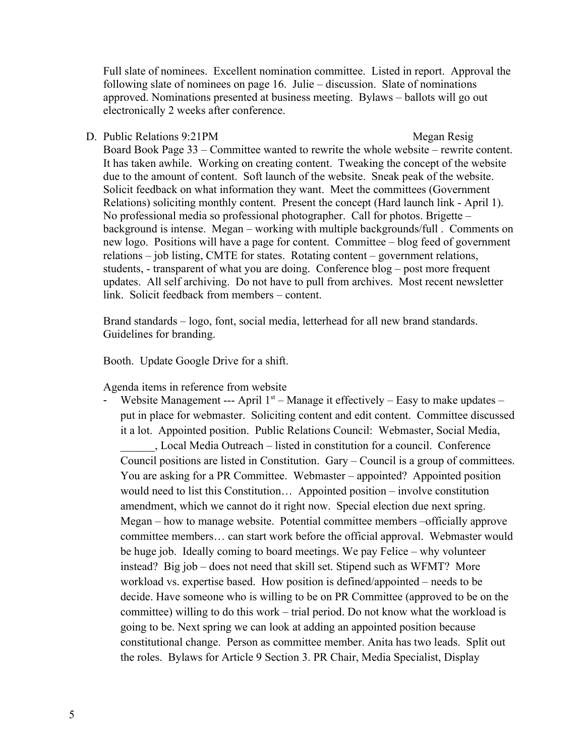Full slate of nominees. Excellent nomination committee. Listed in report. Approval the following slate of nominees on page 16. Julie – discussion. Slate of nominations approved. Nominations presented at business meeting. Bylaws – ballots will go out electronically 2 weeks after conference.

D. Public Relations 9:21PM Megan Resig

Board Book Page 33 – Committee wanted to rewrite the whole website – rewrite content. It has taken awhile. Working on creating content. Tweaking the concept of the website due to the amount of content. Soft launch of the website. Sneak peak of the website. Solicit feedback on what information they want. Meet the committees (Government Relations) soliciting monthly content. Present the concept (Hard launch link - April 1). No professional media so professional photographer. Call for photos. Brigette – background is intense. Megan – working with multiple backgrounds/full . Comments on new logo. Positions will have a page for content. Committee – blog feed of government relations – job listing, CMTE for states. Rotating content – government relations, students, - transparent of what you are doing. Conference blog – post more frequent updates. All self archiving. Do not have to pull from archives. Most recent newsletter link. Solicit feedback from members – content.

Brand standards – logo, font, social media, letterhead for all new brand standards. Guidelines for branding.

Booth. Update Google Drive for a shift.

Agenda items in reference from website

- Website Management --- April 1st – Manage it effectively – Easy to make updates – put in place for webmaster. Soliciting content and edit content. Committee discussed it a lot. Appointed position. Public Relations Council: Webmaster, Social Media, ______, Local Media Outreach – listed in constitution for a council. Conference Council positions are listed in Constitution. Gary – Council is a group of committees. You are asking for a PR Committee. Webmaster – appointed? Appointed position would need to list this Constitution… Appointed position – involve constitution amendment, which we cannot do it right now. Special election due next spring. Megan – how to manage website. Potential committee members –officially approve committee members… can start work before the official approval. Webmaster would be huge job. Ideally coming to board meetings. We pay Felice – why volunteer instead? Big job – does not need that skill set. Stipend such as WFMT? More workload vs. expertise based. How position is defined/appointed – needs to be decide. Have someone who is willing to be on PR Committee (approved to be on the committee) willing to do this work – trial period. Do not know what the workload is going to be. Next spring we can look at adding an appointed position because constitutional change. Person as committee member. Anita has two leads. Split out the roles. Bylaws for Article 9 Section 3. PR Chair, Media Specialist, Display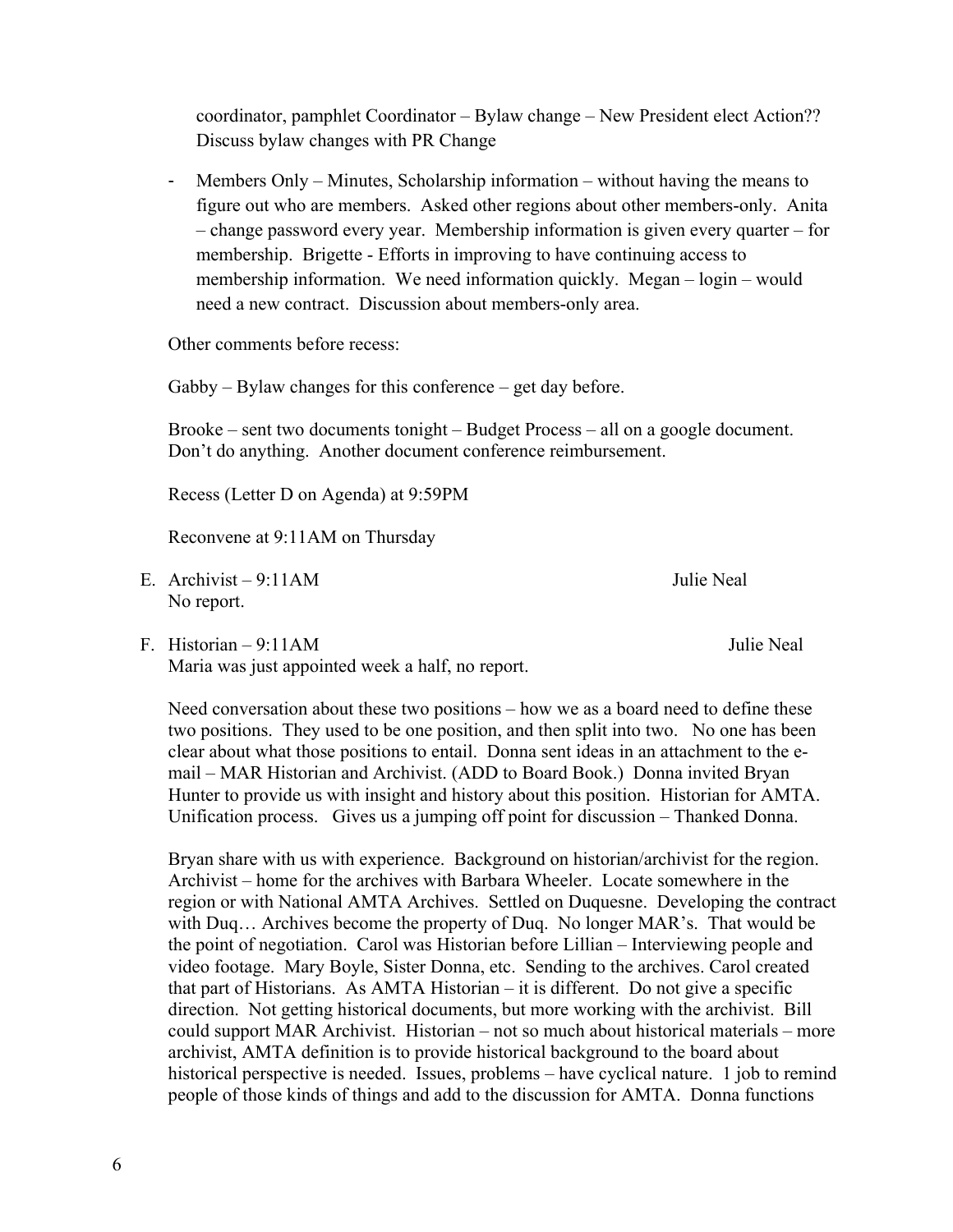coordinator, pamphlet Coordinator – Bylaw change – New President elect Action?? Discuss bylaw changes with PR Change

- Members Only – Minutes, Scholarship information – without having the means to figure out who are members. Asked other regions about other members-only. Anita – change password every year. Membership information is given every quarter – for membership. Brigette - Efforts in improving to have continuing access to membership information. We need information quickly. Megan – login – would need a new contract. Discussion about members-only area.

Other comments before recess:

Gabby – Bylaw changes for this conference – get day before.

Brooke – sent two documents tonight – Budget Process – all on a google document. Don't do anything. Another document conference reimbursement.

Recess (Letter D on Agenda) at 9:59PM

Reconvene at 9:11AM on Thursday

E. Archivist – 9:11AM Julie Neal
   No report.

F. Historian – 9:11AM Julie Neal
   Maria was just appointed week a half, no report.

   Need conversation about these two positions – how we as a board need to define these two positions. They used to be one position, and then split into two. No one has been clear about what those positions to entail. Donna sent ideas in an attachment to the e-mail – MAR Historian and Archivist. (ADD to Board Book.) Donna invited Bryan Hunter to provide us with insight and history about this position. Historian for AMTA. Unification process. Gives us a jumping off point for discussion – Thanked Donna.

   Bryan share with us with experience. Background on historian/archivist for the region. Archivist – home for the archives with Barbara Wheeler. Locate somewhere in the region or with National AMTA Archives. Settled on Duquesne. Developing the contract with Duq… Archives become the property of Duq. No longer MAR's. That would be the point of negotiation. Carol was Historian before Lillian – Interviewing people and video footage. Mary Boyle, Sister Donna, etc. Sending to the archives. Carol created that part of Historians. As AMTA Historian – it is different. Do not give a specific direction. Not getting historical documents, but more working with the archivist. Bill could support MAR Archivist. Historian – not so much about historical materials – more archivist, AMTA definition is to provide historical background to the board about historical perspective is needed. Issues, problems – have cyclical nature. 1 job to remind people of those kinds of things and add to the discussion for AMTA. Donna functions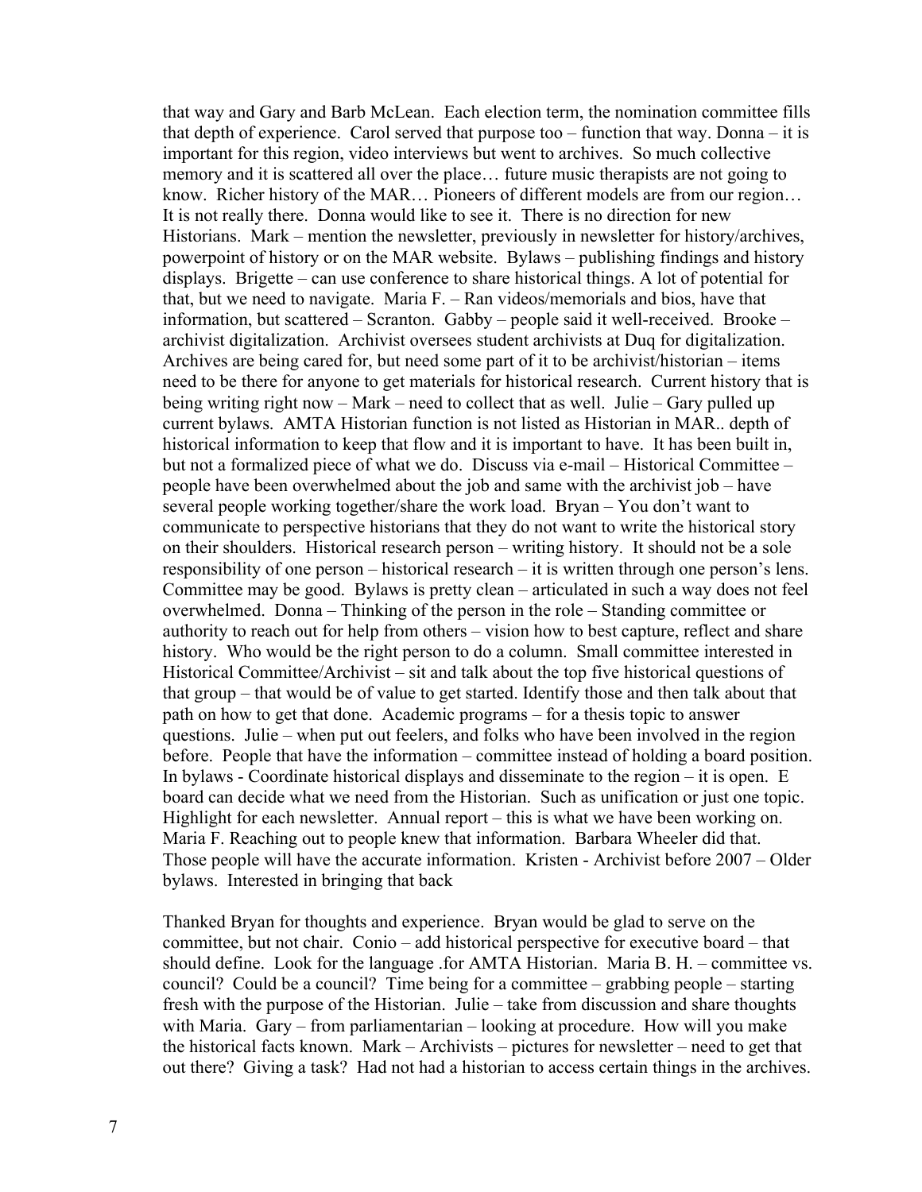that way and Gary and Barb McLean. Each election term, the nomination committee fills that depth of experience. Carol served that purpose too – function that way. Donna – it is important for this region, video interviews but went to archives. So much collective memory and it is scattered all over the place… future music therapists are not going to know. Richer history of the MAR… Pioneers of different models are from our region… It is not really there. Donna would like to see it. There is no direction for new Historians. Mark – mention the newsletter, previously in newsletter for history/archives, powerpoint of history or on the MAR website. Bylaws – publishing findings and history displays. Brigette – can use conference to share historical things. A lot of potential for that, but we need to navigate. Maria F. – Ran videos/memorials and bios, have that information, but scattered – Scranton. Gabby – people said it well-received. Brooke – archivist digitalization. Archivist oversees student archivists at Duq for digitalization. Archives are being cared for, but need some part of it to be archivist/historian – items need to be there for anyone to get materials for historical research. Current history that is being writing right now – Mark – need to collect that as well. Julie – Gary pulled up current bylaws. AMTA Historian function is not listed as Historian in MAR.. depth of historical information to keep that flow and it is important to have. It has been built in, but not a formalized piece of what we do. Discuss via e-mail – Historical Committee – people have been overwhelmed about the job and same with the archivist job – have several people working together/share the work load. Bryan – You don't want to communicate to perspective historians that they do not want to write the historical story on their shoulders. Historical research person – writing history. It should not be a sole responsibility of one person – historical research – it is written through one person's lens. Committee may be good. Bylaws is pretty clean – articulated in such a way does not feel overwhelmed. Donna – Thinking of the person in the role – Standing committee or authority to reach out for help from others – vision how to best capture, reflect and share history. Who would be the right person to do a column. Small committee interested in Historical Committee/Archivist – sit and talk about the top five historical questions of that group – that would be of value to get started. Identify those and then talk about that path on how to get that done. Academic programs – for a thesis topic to answer questions. Julie – when put out feelers, and folks who have been involved in the region before. People that have the information – committee instead of holding a board position. In bylaws - Coordinate historical displays and disseminate to the region – it is open. E board can decide what we need from the Historian. Such as unification or just one topic. Highlight for each newsletter. Annual report – this is what we have been working on. Maria F. Reaching out to people knew that information. Barbara Wheeler did that. Those people will have the accurate information. Kristen - Archivist before 2007 – Older bylaws. Interested in bringing that back

Thanked Bryan for thoughts and experience. Bryan would be glad to serve on the committee, but not chair. Conio – add historical perspective for executive board – that should define. Look for the language .for AMTA Historian. Maria B. H. – committee vs. council? Could be a council? Time being for a committee – grabbing people – starting fresh with the purpose of the Historian. Julie – take from discussion and share thoughts with Maria. Gary – from parliamentarian – looking at procedure. How will you make the historical facts known. Mark – Archivists – pictures for newsletter – need to get that out there? Giving a task? Had not had a historian to access certain things in the archives.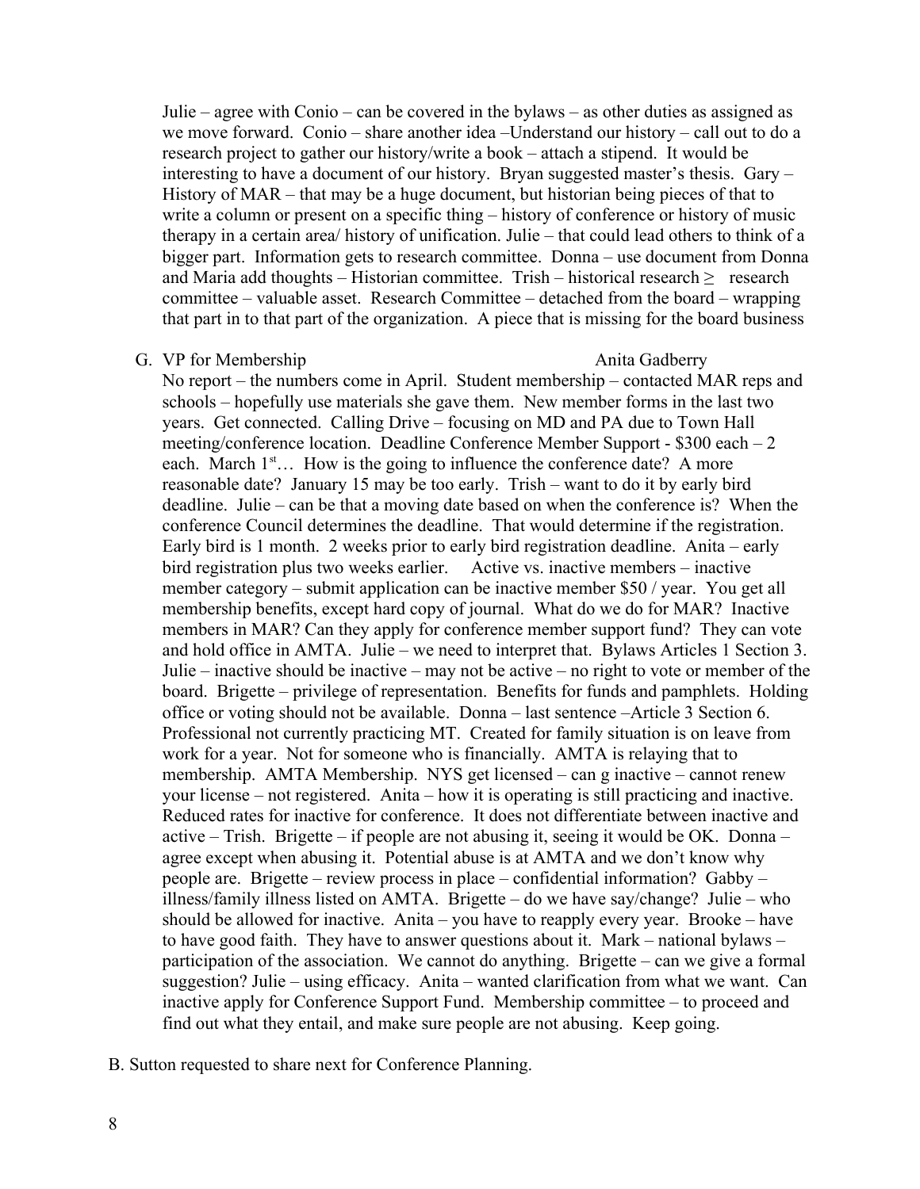Julie – agree with Conio – can be covered in the bylaws – as other duties as assigned as we move forward. Conio – share another idea –Understand our history – call out to do a research project to gather our history/write a book – attach a stipend. It would be interesting to have a document of our history. Bryan suggested master's thesis. Gary – History of MAR – that may be a huge document, but historian being pieces of that to write a column or present on a specific thing – history of conference or history of music therapy in a certain area/ history of unification. Julie – that could lead others to think of a bigger part. Information gets to research committee. Donna – use document from Donna and Maria add thoughts – Historian committee. Trish – historical research ≥ research committee – valuable asset. Research Committee – detached from the board – wrapping that part in to that part of the organization. A piece that is missing for the board business

G. VP for Membership Anita Gadberry

No report – the numbers come in April. Student membership – contacted MAR reps and schools – hopefully use materials she gave them. New member forms in the last two years. Get connected. Calling Drive – focusing on MD and PA due to Town Hall meeting/conference location. Deadline Conference Member Support - $300 each – 2 each. March 1st… How is the going to influence the conference date? A more reasonable date? January 15 may be too early. Trish – want to do it by early bird deadline. Julie – can be that a moving date based on when the conference is? When the conference Council determines the deadline. That would determine if the registration. Early bird is 1 month. 2 weeks prior to early bird registration deadline. Anita – early bird registration plus two weeks earlier. Active vs. inactive members – inactive member category – submit application can be inactive member $50 / year. You get all membership benefits, except hard copy of journal. What do we do for MAR? Inactive members in MAR? Can they apply for conference member support fund? They can vote and hold office in AMTA. Julie – we need to interpret that. Bylaws Articles 1 Section 3. Julie – inactive should be inactive – may not be active – no right to vote or member of the board. Brigette – privilege of representation. Benefits for funds and pamphlets. Holding office or voting should not be available. Donna – last sentence –Article 3 Section 6. Professional not currently practicing MT. Created for family situation is on leave from work for a year. Not for someone who is financially. AMTA is relaying that to membership. AMTA Membership. NYS get licensed – can g inactive – cannot renew your license – not registered. Anita – how it is operating is still practicing and inactive. Reduced rates for inactive for conference. It does not differentiate between inactive and active – Trish. Brigette – if people are not abusing it, seeing it would be OK. Donna – agree except when abusing it. Potential abuse is at AMTA and we don't know why people are. Brigette – review process in place – confidential information? Gabby – illness/family illness listed on AMTA. Brigette – do we have say/change? Julie – who should be allowed for inactive. Anita – you have to reapply every year. Brooke – have to have good faith. They have to answer questions about it. Mark – national bylaws – participation of the association. We cannot do anything. Brigette – can we give a formal suggestion? Julie – using efficacy. Anita – wanted clarification from what we want. Can inactive apply for Conference Support Fund. Membership committee – to proceed and find out what they entail, and make sure people are not abusing. Keep going.

B. Sutton requested to share next for Conference Planning.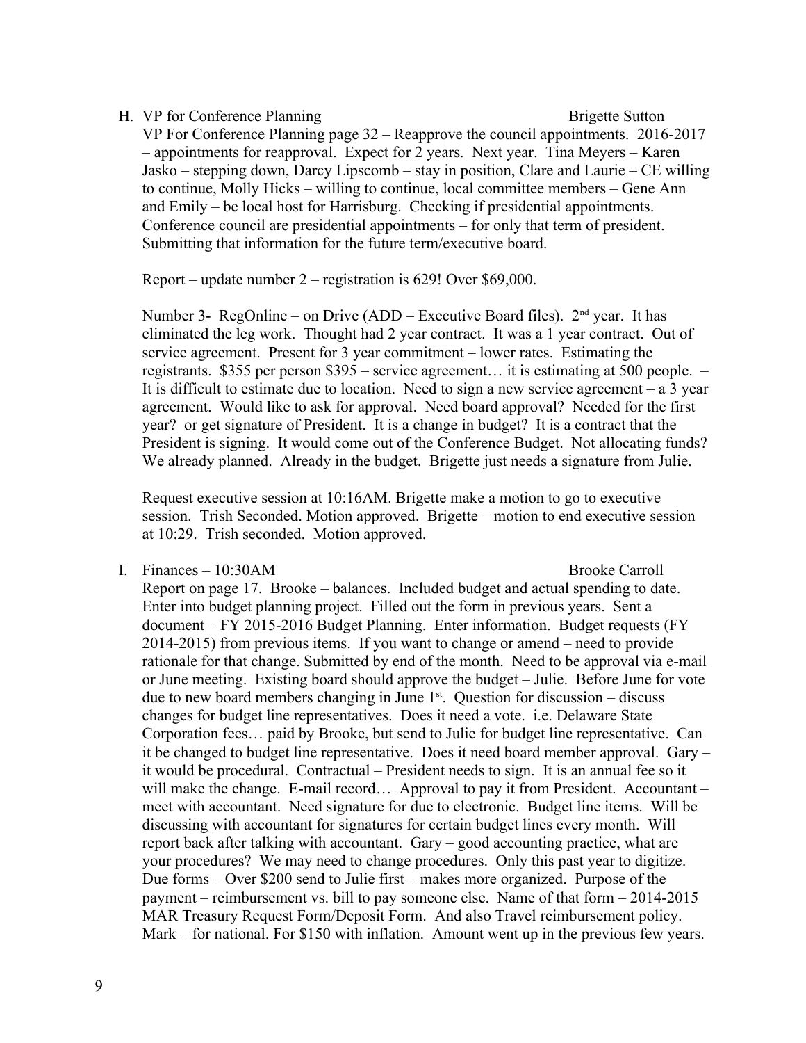H. VP for Conference Planning Brigette Sutton

VP For Conference Planning page 32 – Reapprove the council appointments. 2016-2017 – appointments for reapproval. Expect for 2 years. Next year. Tina Meyers – Karen Jasko – stepping down, Darcy Lipscomb – stay in position, Clare and Laurie – CE willing to continue, Molly Hicks – willing to continue, local committee members – Gene Ann and Emily – be local host for Harrisburg. Checking if presidential appointments. Conference council are presidential appointments – for only that term of president. Submitting that information for the future term/executive board.

Report – update number 2 – registration is 629! Over $69,000.

Number 3- RegOnline – on Drive (ADD – Executive Board files). 2nd year. It has eliminated the leg work. Thought had 2 year contract. It was a 1 year contract. Out of service agreement. Present for 3 year commitment – lower rates. Estimating the registrants. $355 per person $395 – service agreement… it is estimating at 500 people. – It is difficult to estimate due to location. Need to sign a new service agreement – a 3 year agreement. Would like to ask for approval. Need board approval? Needed for the first year? or get signature of President. It is a change in budget? It is a contract that the President is signing. It would come out of the Conference Budget. Not allocating funds? We already planned. Already in the budget. Brigette just needs a signature from Julie.

Request executive session at 10:16AM. Brigette make a motion to go to executive session. Trish Seconded. Motion approved. Brigette – motion to end executive session at 10:29. Trish seconded. Motion approved.

I. Finances – 10:30AM Brooke Carroll

Report on page 17. Brooke – balances. Included budget and actual spending to date. Enter into budget planning project. Filled out the form in previous years. Sent a document – FY 2015-2016 Budget Planning. Enter information. Budget requests (FY 2014-2015) from previous items. If you want to change or amend – need to provide rationale for that change. Submitted by end of the month. Need to be approval via e-mail or June meeting. Existing board should approve the budget – Julie. Before June for vote due to new board members changing in June 1st. Question for discussion – discuss changes for budget line representatives. Does it need a vote. i.e. Delaware State Corporation fees… paid by Brooke, but send to Julie for budget line representative. Can it be changed to budget line representative. Does it need board member approval. Gary – it would be procedural. Contractual – President needs to sign. It is an annual fee so it will make the change. E-mail record… Approval to pay it from President. Accountant – meet with accountant. Need signature for due to electronic. Budget line items. Will be discussing with accountant for signatures for certain budget lines every month. Will report back after talking with accountant. Gary – good accounting practice, what are your procedures? We may need to change procedures. Only this past year to digitize. Due forms – Over $200 send to Julie first – makes more organized. Purpose of the payment – reimbursement vs. bill to pay someone else. Name of that form – 2014-2015 MAR Treasury Request Form/Deposit Form. And also Travel reimbursement policy. Mark – for national. For $150 with inflation. Amount went up in the previous few years.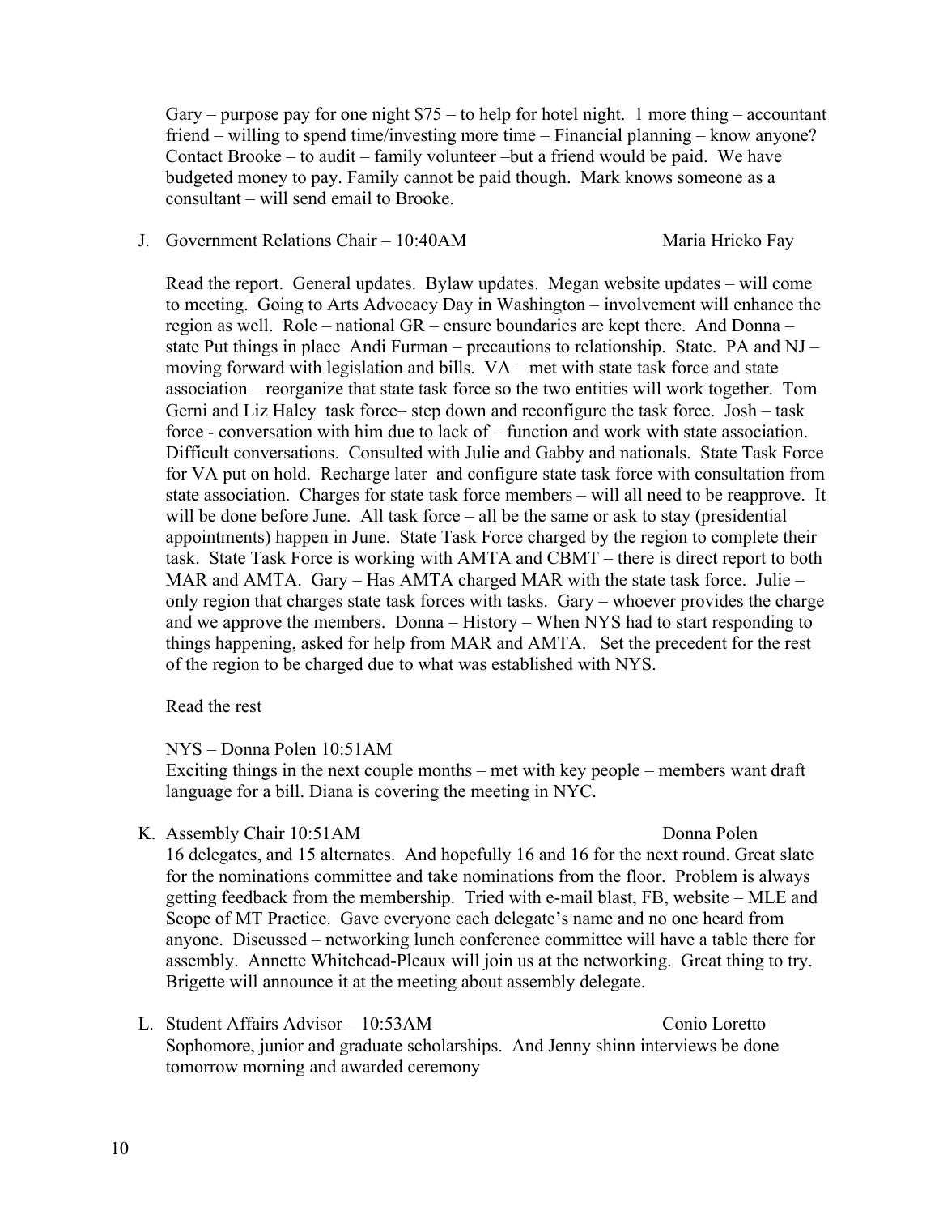Gary – purpose pay for one night $75 – to help for hotel night. 1 more thing – accountant friend – willing to spend time/investing more time – Financial planning – know anyone? Contact Brooke – to audit – family volunteer –but a friend would be paid. We have budgeted money to pay. Family cannot be paid though. Mark knows someone as a consultant – will send email to Brooke.

J. Government Relations Chair – 10:40AM Maria Hricko Fay

Read the report. General updates. Bylaw updates. Megan website updates – will come to meeting. Going to Arts Advocacy Day in Washington – involvement will enhance the region as well. Role – national GR – ensure boundaries are kept there. And Donna – state Put things in place Andi Furman – precautions to relationship. State. PA and NJ – moving forward with legislation and bills. VA – met with state task force and state association – reorganize that state task force so the two entities will work together. Tom Gerni and Liz Haley task force– step down and reconfigure the task force. Josh – task force - conversation with him due to lack of – function and work with state association. Difficult conversations. Consulted with Julie and Gabby and nationals. State Task Force for VA put on hold. Recharge later and configure state task force with consultation from state association. Charges for state task force members – will all need to be reapprove. It will be done before June. All task force – all be the same or ask to stay (presidential appointments) happen in June. State Task Force charged by the region to complete their task. State Task Force is working with AMTA and CBMT – there is direct report to both MAR and AMTA. Gary – Has AMTA charged MAR with the state task force. Julie – only region that charges state task forces with tasks. Gary – whoever provides the charge and we approve the members. Donna – History – When NYS had to start responding to things happening, asked for help from MAR and AMTA. Set the precedent for the rest of the region to be charged due to what was established with NYS.

Read the rest

NYS – Donna Polen 10:51AM
Exciting things in the next couple months – met with key people – members want draft language for a bill. Diana is covering the meeting in NYC.

K. Assembly Chair 10:51AM Donna Polen
16 delegates, and 15 alternates. And hopefully 16 and 16 for the next round. Great slate for the nominations committee and take nominations from the floor. Problem is always getting feedback from the membership. Tried with e-mail blast, FB, website – MLE and Scope of MT Practice. Gave everyone each delegate's name and no one heard from anyone. Discussed – networking lunch conference committee will have a table there for assembly. Annette Whitehead-Pleaux will join us at the networking. Great thing to try. Brigette will announce it at the meeting about assembly delegate.

L. Student Affairs Advisor – 10:53AM Conio Loretto
Sophomore, junior and graduate scholarships. And Jenny shinn interviews be done tomorrow morning and awarded ceremony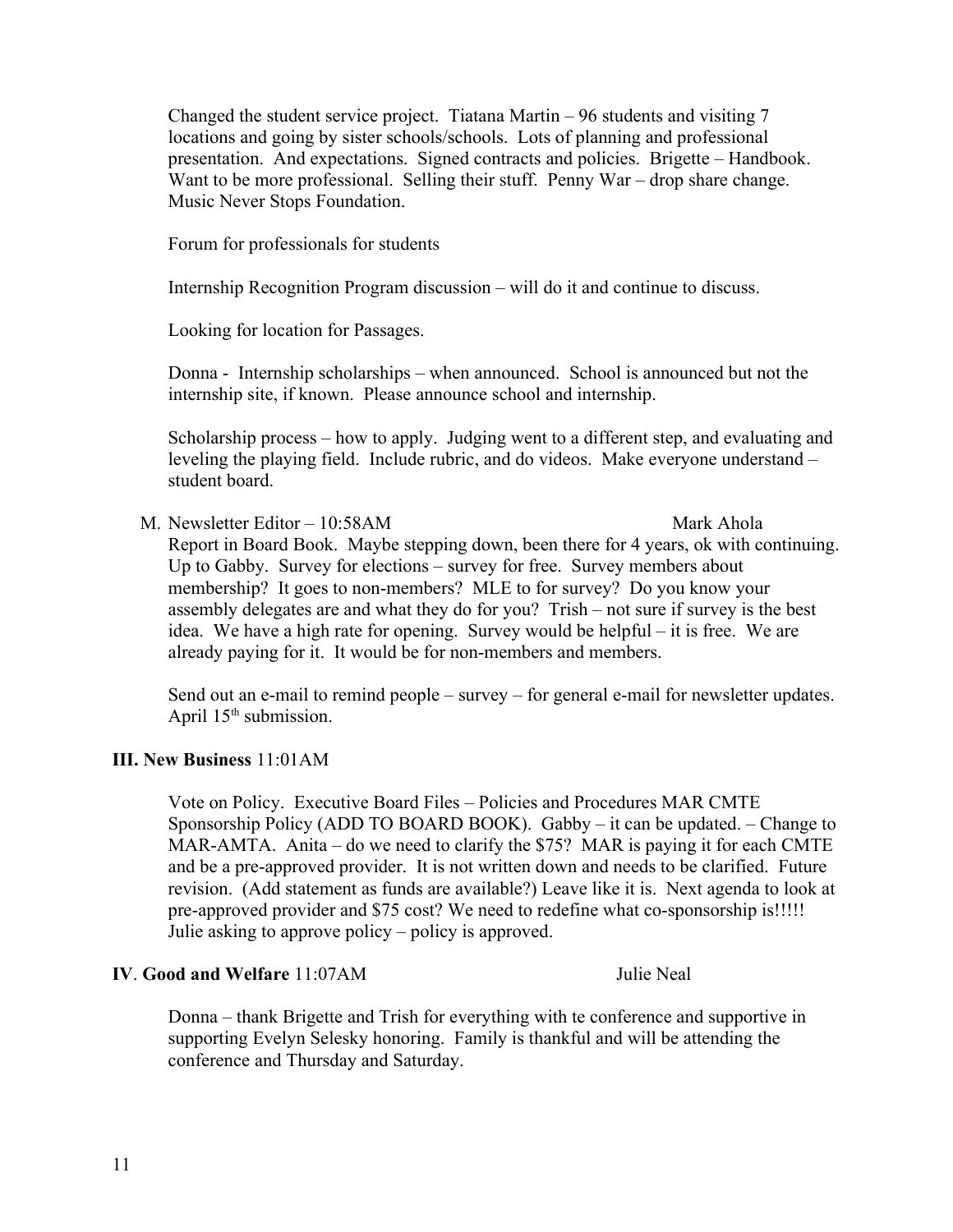Changed the student service project. Tiatana Martin – 96 students and visiting 7 locations and going by sister schools/schools. Lots of planning and professional presentation. And expectations. Signed contracts and policies. Brigette – Handbook. Want to be more professional. Selling their stuff. Penny War – drop share change. Music Never Stops Foundation.

Forum for professionals for students

Internship Recognition Program discussion – will do it and continue to discuss.

Looking for location for Passages.

Donna - Internship scholarships – when announced. School is announced but not the internship site, if known. Please announce school and internship.

Scholarship process – how to apply. Judging went to a different step, and evaluating and leveling the playing field. Include rubric, and do videos. Make everyone understand – student board.

M. Newsletter Editor – 10:58AM Mark Ahola

Report in Board Book. Maybe stepping down, been there for 4 years, ok with continuing. Up to Gabby. Survey for elections – survey for free. Survey members about membership? It goes to non-members? MLE to for survey? Do you know your assembly delegates are and what they do for you? Trish – not sure if survey is the best idea. We have a high rate for opening. Survey would be helpful – it is free. We are already paying for it. It would be for non-members and members.

Send out an e-mail to remind people – survey – for general e-mail for newsletter updates. April 15th submission.

**III. New Business** 11:01AM

Vote on Policy. Executive Board Files – Policies and Procedures MAR CMTE Sponsorship Policy (ADD TO BOARD BOOK). Gabby – it can be updated. – Change to MAR-AMTA. Anita – do we need to clarify the $75? MAR is paying it for each CMTE and be a pre-approved provider. It is not written down and needs to be clarified. Future revision. (Add statement as funds are available?) Leave like it is. Next agenda to look at pre-approved provider and $75 cost? We need to redefine what co-sponsorship is!!!!! Julie asking to approve policy – policy is approved.

**IV**. **Good and Welfare** 11:07AM Julie Neal

Donna – thank Brigette and Trish for everything with te conference and supportive in supporting Evelyn Selesky honoring. Family is thankful and will be attending the conference and Thursday and Saturday.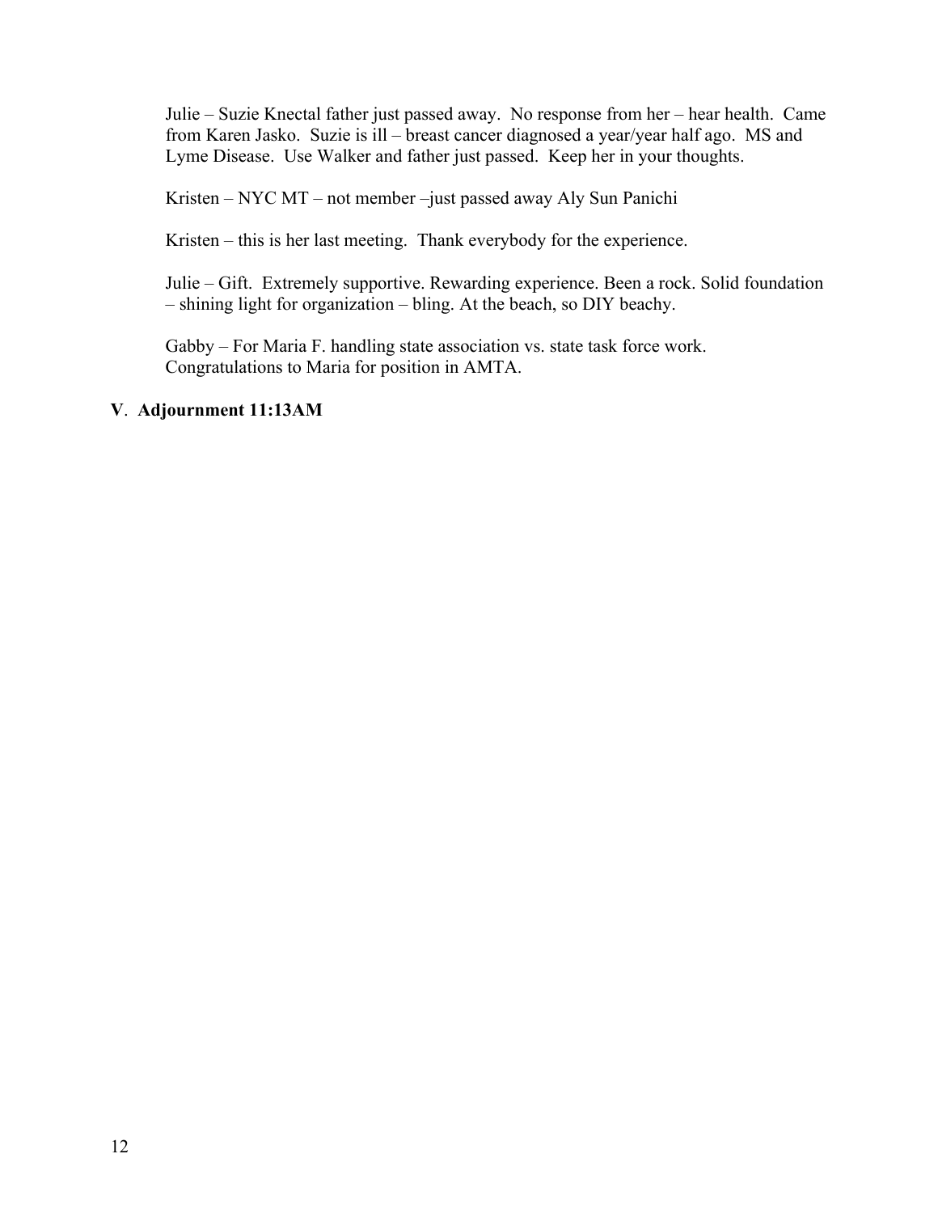Julie – Suzie Knectal father just passed away. No response from her – hear health. Came from Karen Jasko. Suzie is ill – breast cancer diagnosed a year/year half ago. MS and Lyme Disease. Use Walker and father just passed. Keep her in your thoughts.

Kristen – NYC MT – not member –just passed away Aly Sun Panichi

Kristen – this is her last meeting. Thank everybody for the experience.

Julie – Gift. Extremely supportive. Rewarding experience. Been a rock. Solid foundation – shining light for organization – bling. At the beach, so DIY beachy.

Gabby – For Maria F. handling state association vs. state task force work. Congratulations to Maria for position in AMTA.

**V**. **Adjournment 11:13AM**